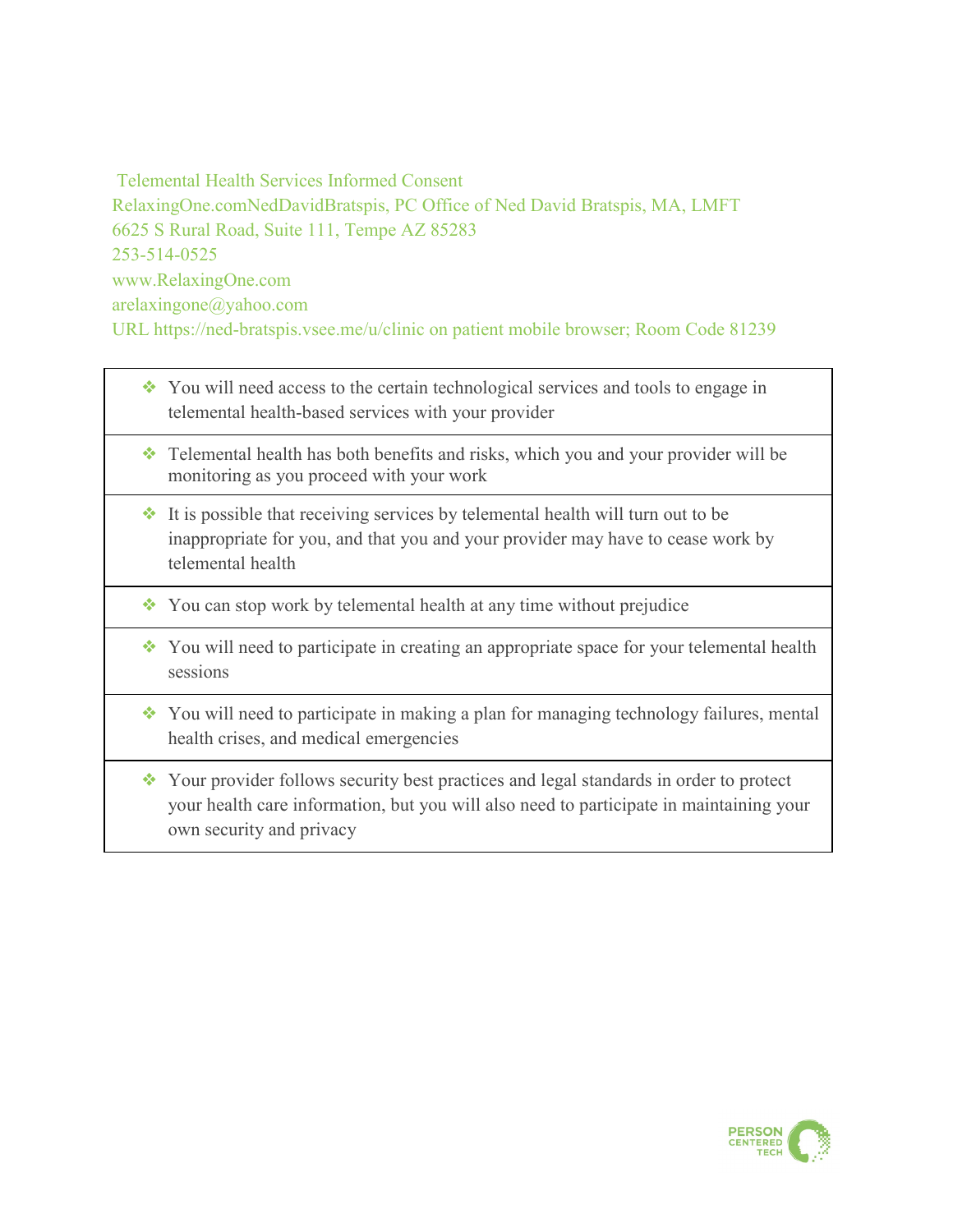Telemental Health Services Informed Consent

RelaxingOne.comNedDavidBratspis, PC Office of Ned David Bratspis, MA, LMFT

6625 S Rural Road, Suite 111, Tempe AZ 85283

253-514-0525

www.RelaxingOne.com

arelaxingone@yahoo.com

URL https://ned-bratspis.vsee.me/u/clinic on patient mobile browser; Room Code 81239

| |
|---|
| ❖ You will need access to the certain technological services and tools to engage in telemental health-based services with your provider |
| ❖ Telemental health has both benefits and risks, which you and your provider will be monitoring as you proceed with your work |
| ❖ It is possible that receiving services by telemental health will turn out to be inappropriate for you, and that you and your provider may have to cease work by telemental health |
| ❖ You can stop work by telemental health at any time without prejudice |
| ❖ You will need to participate in creating an appropriate space for your telemental health sessions |
| ❖ You will need to participate in making a plan for managing technology failures, mental health crises, and medical emergencies |
| ❖ Your provider follows security best practices and legal standards in order to protect your health care information, but you will also need to participate in maintaining your own security and privacy |

PERSON CENTERED TECH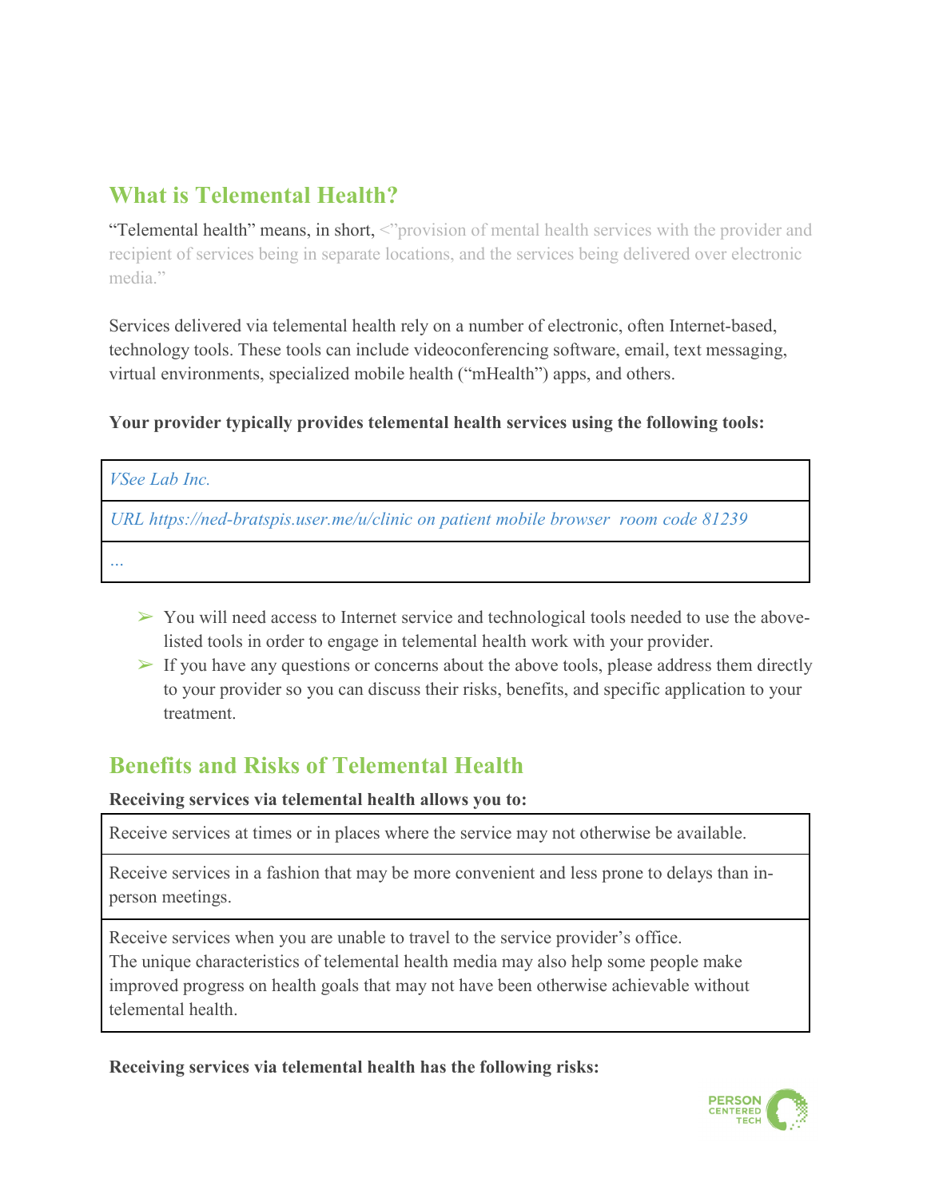## What is Telemental Health?

"Telemental health" means, in short, <"provision of mental health services with the provider and recipient of services being in separate locations, and the services being delivered over electronic media."

Services delivered via telemental health rely on a number of electronic, often Internet-based, technology tools. These tools can include videoconferencing software, email, text messaging, virtual environments, specialized mobile health ("mHealth") apps, and others.

**Your provider typically provides telemental health services using the following tools:**

| *VSee Lab Inc.* |
|---|
| *URL https://ned-bratspis.user.me/u/clinic on patient mobile browser room code 81239* |
| *...* |

- ➢ You will need access to Internet service and technological tools needed to use the above-listed tools in order to engage in telemental health work with your provider.
- ➢ If you have any questions or concerns about the above tools, please address them directly to your provider so you can discuss their risks, benefits, and specific application to your treatment.

## Benefits and Risks of Telemental Health

**Receiving services via telemental health allows you to:**

| Receive services at times or in places where the service may not otherwise be available. |
|---|
| Receive services in a fashion that may be more convenient and less prone to delays than in-person meetings. |
| Receive services when you are unable to travel to the service provider's office. The unique characteristics of telemental health media may also help some people make improved progress on health goals that may not have been otherwise achievable without telemental health. |

**Receiving services via telemental health has the following risks:**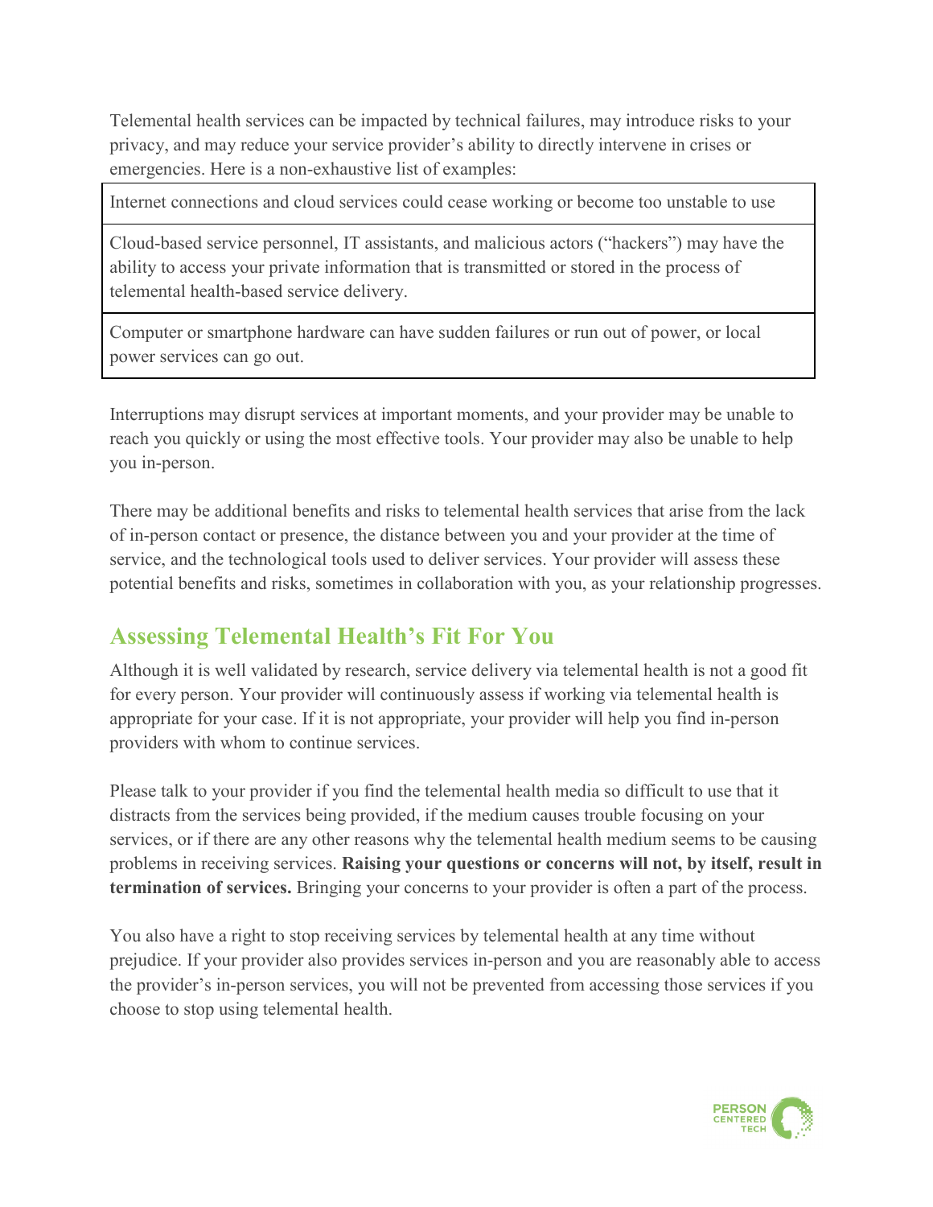Telemental health services can be impacted by technical failures, may introduce risks to your privacy, and may reduce your service provider's ability to directly intervene in crises or emergencies. Here is a non-exhaustive list of examples:

| Internet connections and cloud services could cease working or become too unstable to use |
| --- |
| Cloud-based service personnel, IT assistants, and malicious actors ("hackers") may have the ability to access your private information that is transmitted or stored in the process of telemental health-based service delivery. |
| Computer or smartphone hardware can have sudden failures or run out of power, or local power services can go out. |

Interruptions may disrupt services at important moments, and your provider may be unable to reach you quickly or using the most effective tools. Your provider may also be unable to help you in-person.

There may be additional benefits and risks to telemental health services that arise from the lack of in-person contact or presence, the distance between you and your provider at the time of service, and the technological tools used to deliver services. Your provider will assess these potential benefits and risks, sometimes in collaboration with you, as your relationship progresses.

## Assessing Telemental Health's Fit For You

Although it is well validated by research, service delivery via telemental health is not a good fit for every person. Your provider will continuously assess if working via telemental health is appropriate for your case. If it is not appropriate, your provider will help you find in-person providers with whom to continue services.

Please talk to your provider if you find the telemental health media so difficult to use that it distracts from the services being provided, if the medium causes trouble focusing on your services, or if there are any other reasons why the telemental health medium seems to be causing problems in receiving services. **Raising your questions or concerns will not, by itself, result in termination of services.** Bringing your concerns to your provider is often a part of the process.

You also have a right to stop receiving services by telemental health at any time without prejudice. If your provider also provides services in-person and you are reasonably able to access the provider's in-person services, you will not be prevented from accessing those services if you choose to stop using telemental health.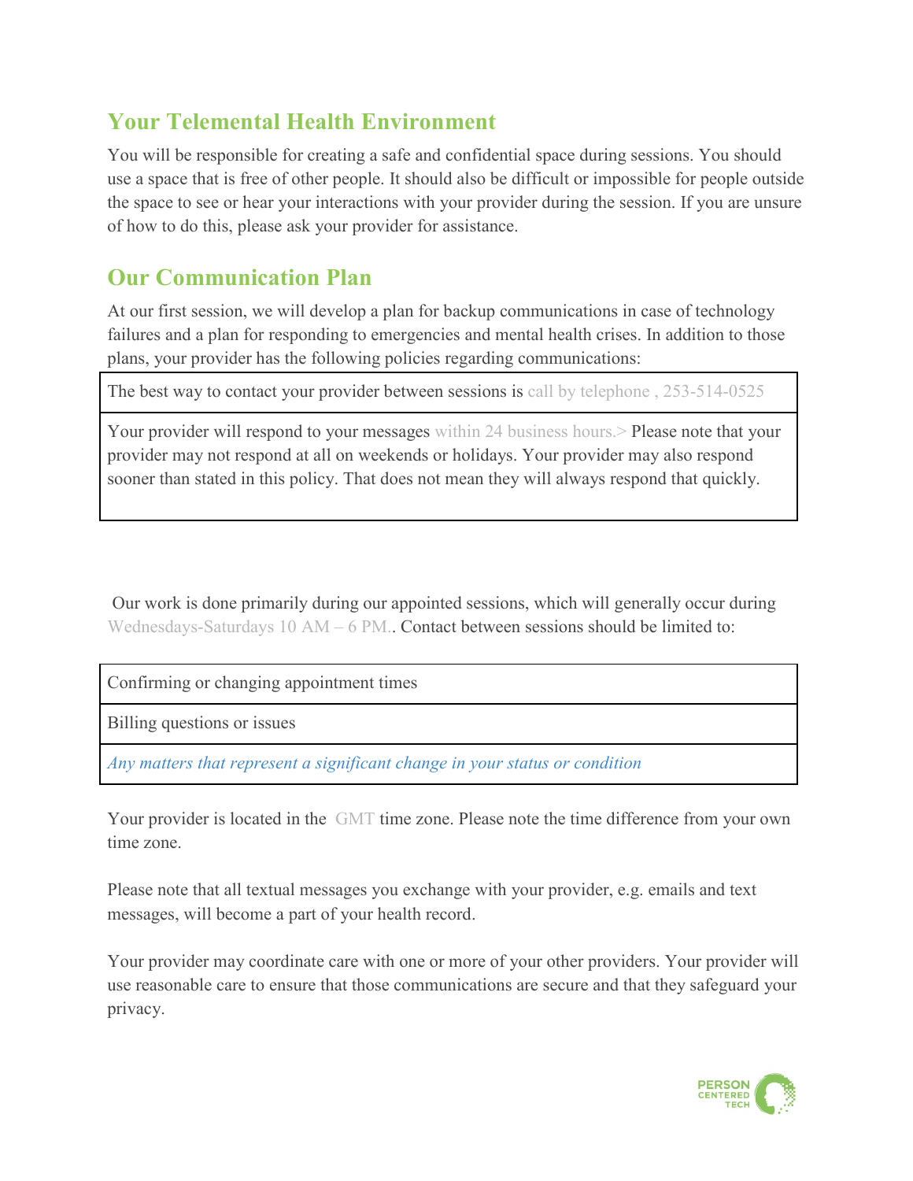## Your Telemental Health Environment

You will be responsible for creating a safe and confidential space during sessions. You should use a space that is free of other people. It should also be difficult or impossible for people outside the space to see or hear your interactions with your provider during the session. If you are unsure of how to do this, please ask your provider for assistance.

## Our Communication Plan

At our first session, we will develop a plan for backup communications in case of technology failures and a plan for responding to emergencies and mental health crises. In addition to those plans, your provider has the following policies regarding communications:

| The best way to contact your provider between sessions is call by telephone , 253-514-0525 |
|---|
| Your provider will respond to your messages within 24 business hours.> Please note that your provider may not respond at all on weekends or holidays. Your provider may also respond sooner than stated in this policy. That does not mean they will always respond that quickly. |

Our work is done primarily during our appointed sessions, which will generally occur during Wednesdays-Saturdays 10 AM – 6 PM.. Contact between sessions should be limited to:

| Confirming or changing appointment times |
|---|
| Billing questions or issues |
| *Any matters that represent a significant change in your status or condition* |

Your provider is located in the GMT time zone. Please note the time difference from your own time zone.

Please note that all textual messages you exchange with your provider, e.g. emails and text messages, will become a part of your health record.

Your provider may coordinate care with one or more of your other providers. Your provider will use reasonable care to ensure that those communications are secure and that they safeguard your privacy.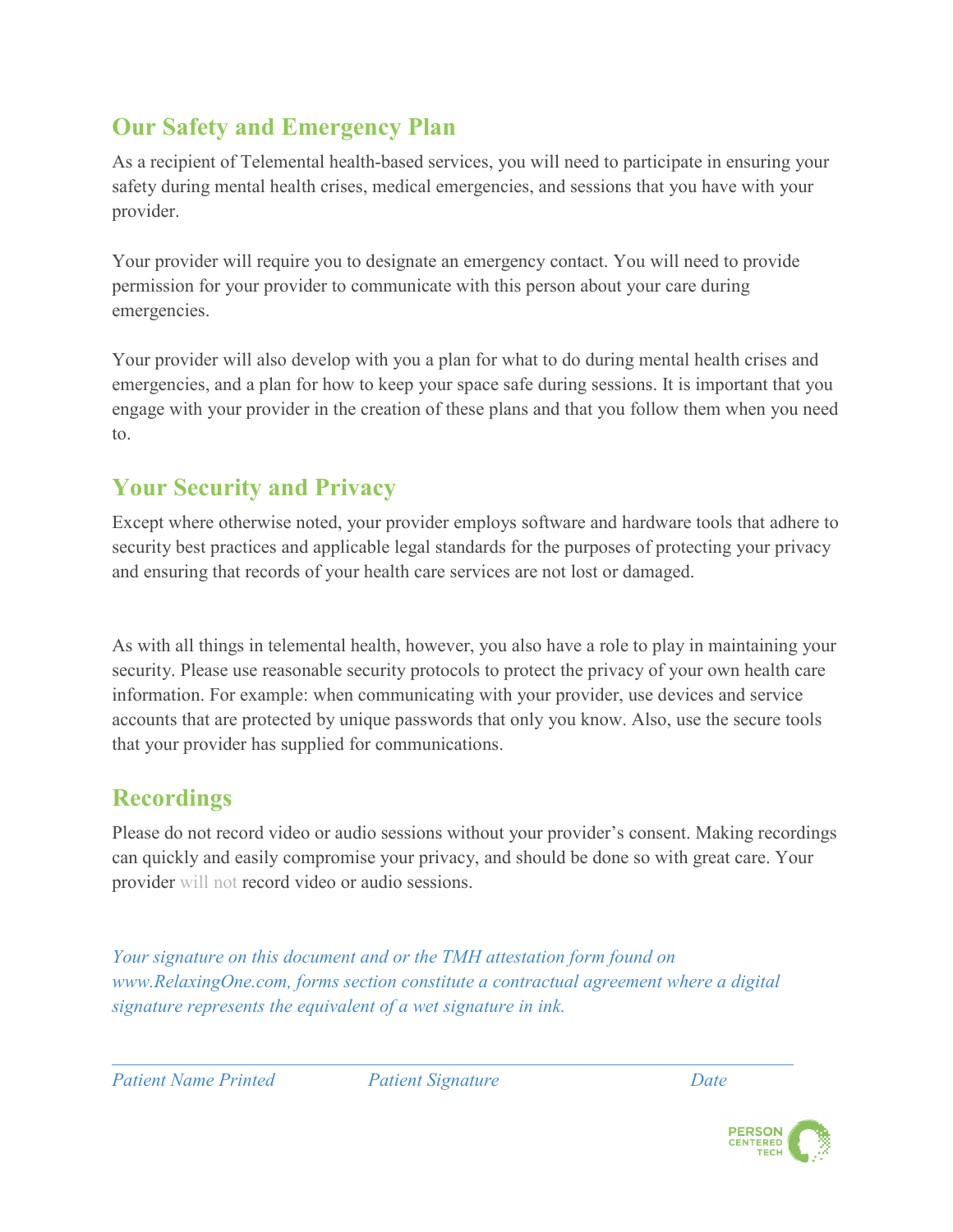## Our Safety and Emergency Plan

As a recipient of Telemental health-based services, you will need to participate in ensuring your safety during mental health crises, medical emergencies, and sessions that you have with your provider.

Your provider will require you to designate an emergency contact. You will need to provide permission for your provider to communicate with this person about your care during emergencies.

Your provider will also develop with you a plan for what to do during mental health crises and emergencies, and a plan for how to keep your space safe during sessions. It is important that you engage with your provider in the creation of these plans and that you follow them when you need to.

## Your Security and Privacy

Except where otherwise noted, your provider employs software and hardware tools that adhere to security best practices and applicable legal standards for the purposes of protecting your privacy and ensuring that records of your health care services are not lost or damaged.

As with all things in telemental health, however, you also have a role to play in maintaining your security. Please use reasonable security protocols to protect the privacy of your own health care information. For example: when communicating with your provider, use devices and service accounts that are protected by unique passwords that only you know. Also, use the secure tools that your provider has supplied for communications.

## Recordings

Please do not record video or audio sessions without your provider's consent. Making recordings can quickly and easily compromise your privacy, and should be done so with great care. Your provider will not record video or audio sessions.

*Your signature on this document and or the TMH attestation form found on www.RelaxingOne.com, forms section constitute a contractual agreement where a digital signature represents the equivalent of a wet signature in ink.*

_______________________________________________________________

*Patient Name Printed* *Patient Signature* *Date*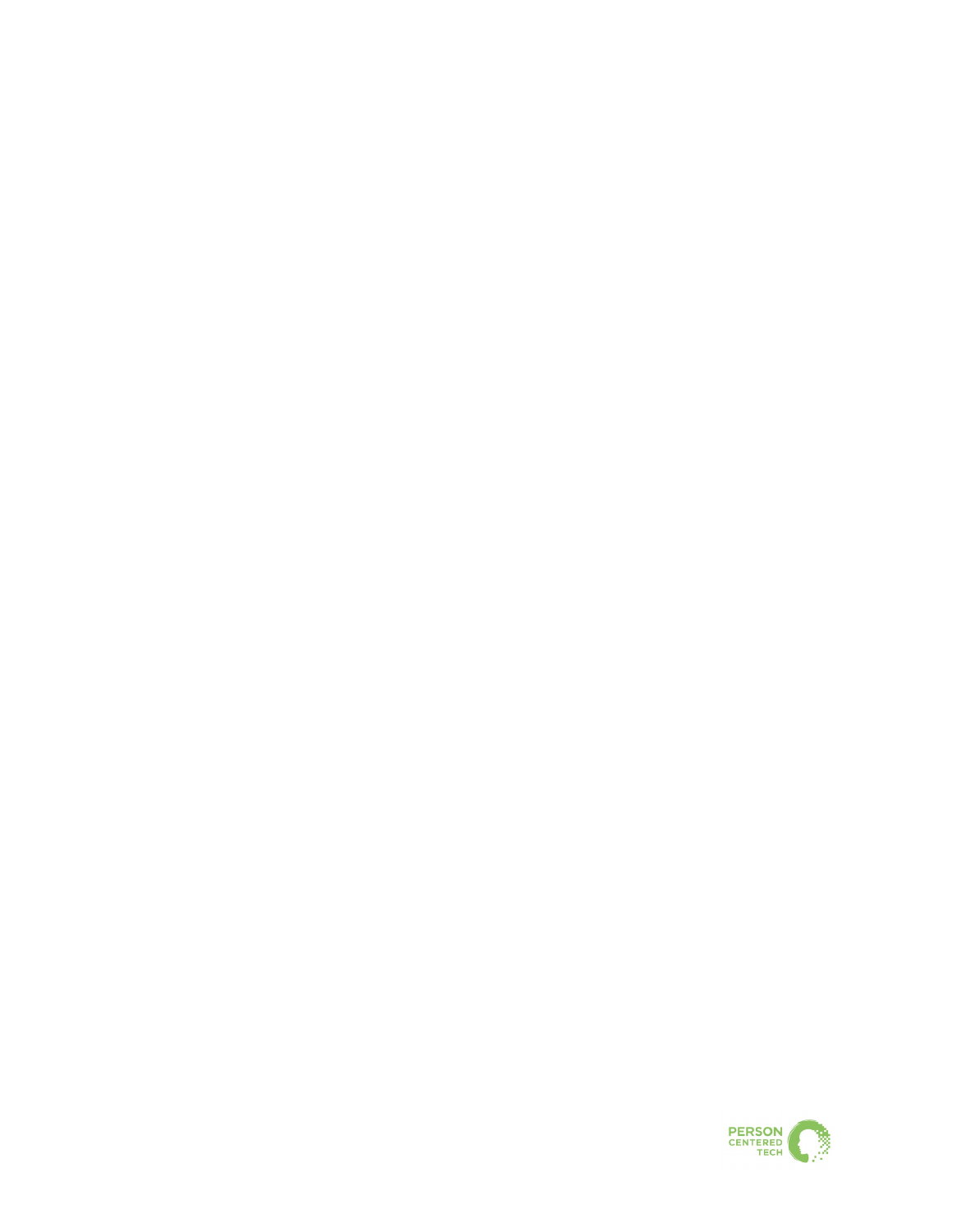PERSON CENTERED TECH